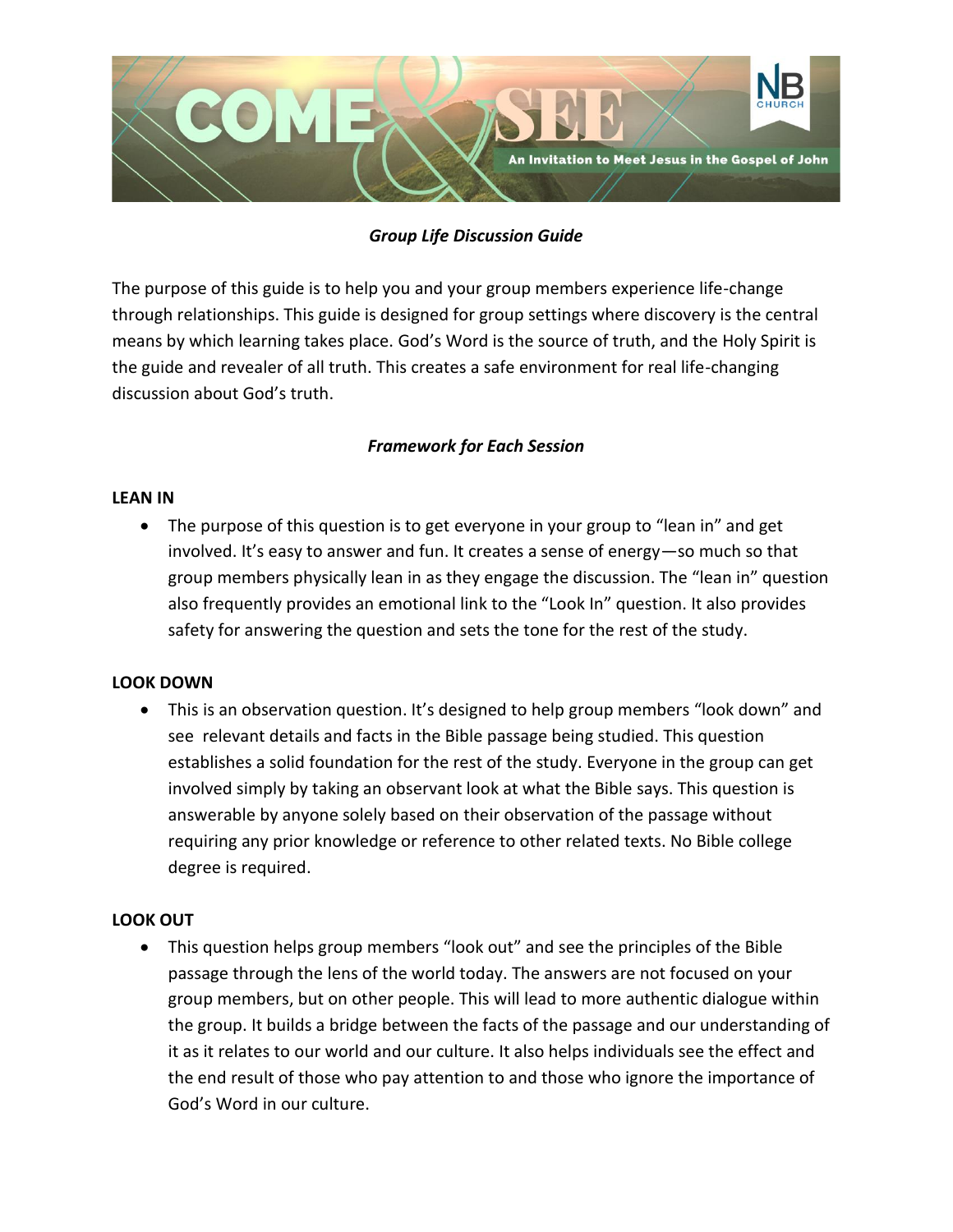# COME & SEE

An Invitation to Meet Jesus in the Gospel of John

NB CHURCH

*Group Life Discussion Guide*

The purpose of this guide is to help you and your group members experience life-change through relationships. This guide is designed for group settings where discovery is the central means by which learning takes place. God's Word is the source of truth, and the Holy Spirit is the guide and revealer of all truth. This creates a safe environment for real life-changing discussion about God's truth.

*Framework for Each Session*

**LEAN IN**

- The purpose of this question is to get everyone in your group to "lean in" and get involved. It's easy to answer and fun. It creates a sense of energy—so much so that group members physically lean in as they engage the discussion. The "lean in" question also frequently provides an emotional link to the "Look In" question. It also provides safety for answering the question and sets the tone for the rest of the study.

**LOOK DOWN**

- This is an observation question. It's designed to help group members "look down" and see relevant details and facts in the Bible passage being studied. This question establishes a solid foundation for the rest of the study. Everyone in the group can get involved simply by taking an observant look at what the Bible says. This question is answerable by anyone solely based on their observation of the passage without requiring any prior knowledge or reference to other related texts. No Bible college degree is required.

**LOOK OUT**

- This question helps group members "look out" and see the principles of the Bible passage through the lens of the world today. The answers are not focused on your group members, but on other people. This will lead to more authentic dialogue within the group. It builds a bridge between the facts of the passage and our understanding of it as it relates to our world and our culture. It also helps individuals see the effect and the end result of those who pay attention to and those who ignore the importance of God's Word in our culture.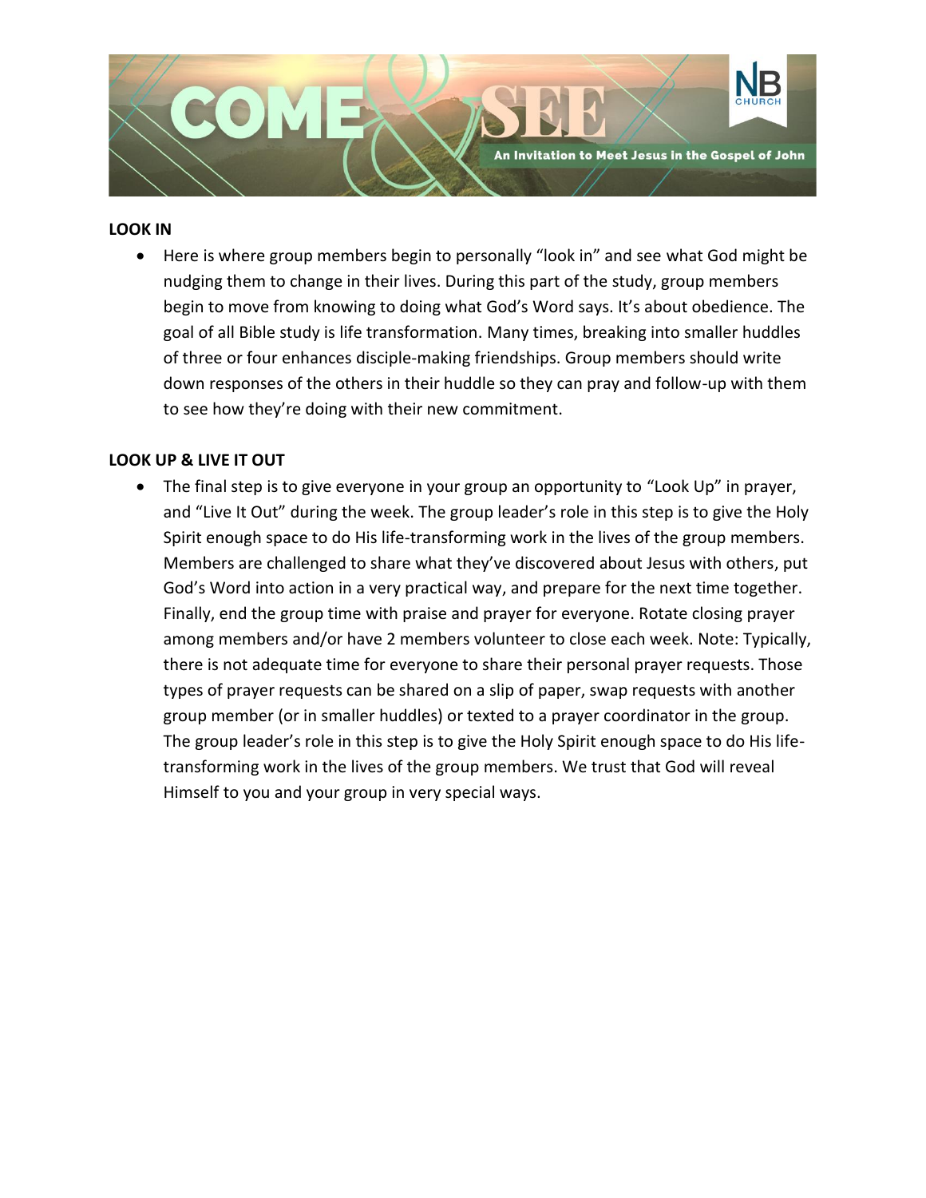**LOOK IN**

- Here is where group members begin to personally "look in" and see what God might be nudging them to change in their lives. During this part of the study, group members begin to move from knowing to doing what God's Word says. It's about obedience. The goal of all Bible study is life transformation. Many times, breaking into smaller huddles of three or four enhances disciple-making friendships. Group members should write down responses of the others in their huddle so they can pray and follow-up with them to see how they're doing with their new commitment.

**LOOK UP & LIVE IT OUT**

- The final step is to give everyone in your group an opportunity to "Look Up" in prayer, and "Live It Out" during the week. The group leader's role in this step is to give the Holy Spirit enough space to do His life-transforming work in the lives of the group members. Members are challenged to share what they've discovered about Jesus with others, put God's Word into action in a very practical way, and prepare for the next time together. Finally, end the group time with praise and prayer for everyone. Rotate closing prayer among members and/or have 2 members volunteer to close each week. Note: Typically, there is not adequate time for everyone to share their personal prayer requests. Those types of prayer requests can be shared on a slip of paper, swap requests with another group member (or in smaller huddles) or texted to a prayer coordinator in the group. The group leader's role in this step is to give the Holy Spirit enough space to do His life-transforming work in the lives of the group members. We trust that God will reveal Himself to you and your group in very special ways.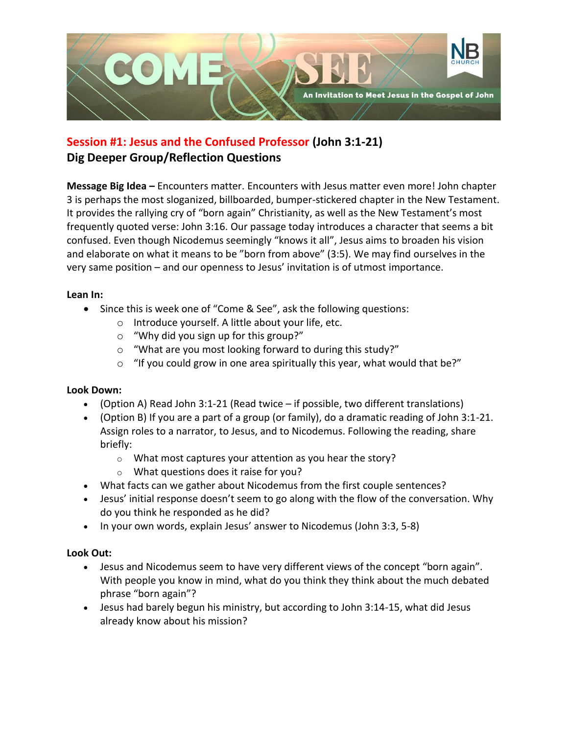## Session #1: Jesus and the Confused Professor (John 3:1-21)

## Dig Deeper Group/Reflection Questions

**Message Big Idea –** Encounters matter. Encounters with Jesus matter even more! John chapter 3 is perhaps the most sloganized, billboarded, bumper-stickered chapter in the New Testament. It provides the rallying cry of "born again" Christianity, as well as the New Testament's most frequently quoted verse: John 3:16. Our passage today introduces a character that seems a bit confused. Even though Nicodemus seemingly "knows it all", Jesus aims to broaden his vision and elaborate on what it means to be "born from above" (3:5). We may find ourselves in the very same position – and our openness to Jesus' invitation is of utmost importance.

**Lean In:**

- Since this is week one of "Come & See", ask the following questions:
  - Introduce yourself. A little about your life, etc.
  - "Why did you sign up for this group?"
  - "What are you most looking forward to during this study?"
  - "If you could grow in one area spiritually this year, what would that be?"

**Look Down:**

- (Option A) Read John 3:1-21 (Read twice – if possible, two different translations)
- (Option B) If you are a part of a group (or family), do a dramatic reading of John 3:1-21. Assign roles to a narrator, to Jesus, and to Nicodemus. Following the reading, share briefly:
  - What most captures your attention as you hear the story?
  - What questions does it raise for you?
- What facts can we gather about Nicodemus from the first couple sentences?
- Jesus' initial response doesn't seem to go along with the flow of the conversation. Why do you think he responded as he did?
- In your own words, explain Jesus' answer to Nicodemus (John 3:3, 5-8)

**Look Out:**

- Jesus and Nicodemus seem to have very different views of the concept "born again". With people you know in mind, what do you think they think about the much debated phrase "born again"?
- Jesus had barely begun his ministry, but according to John 3:14-15, what did Jesus already know about his mission?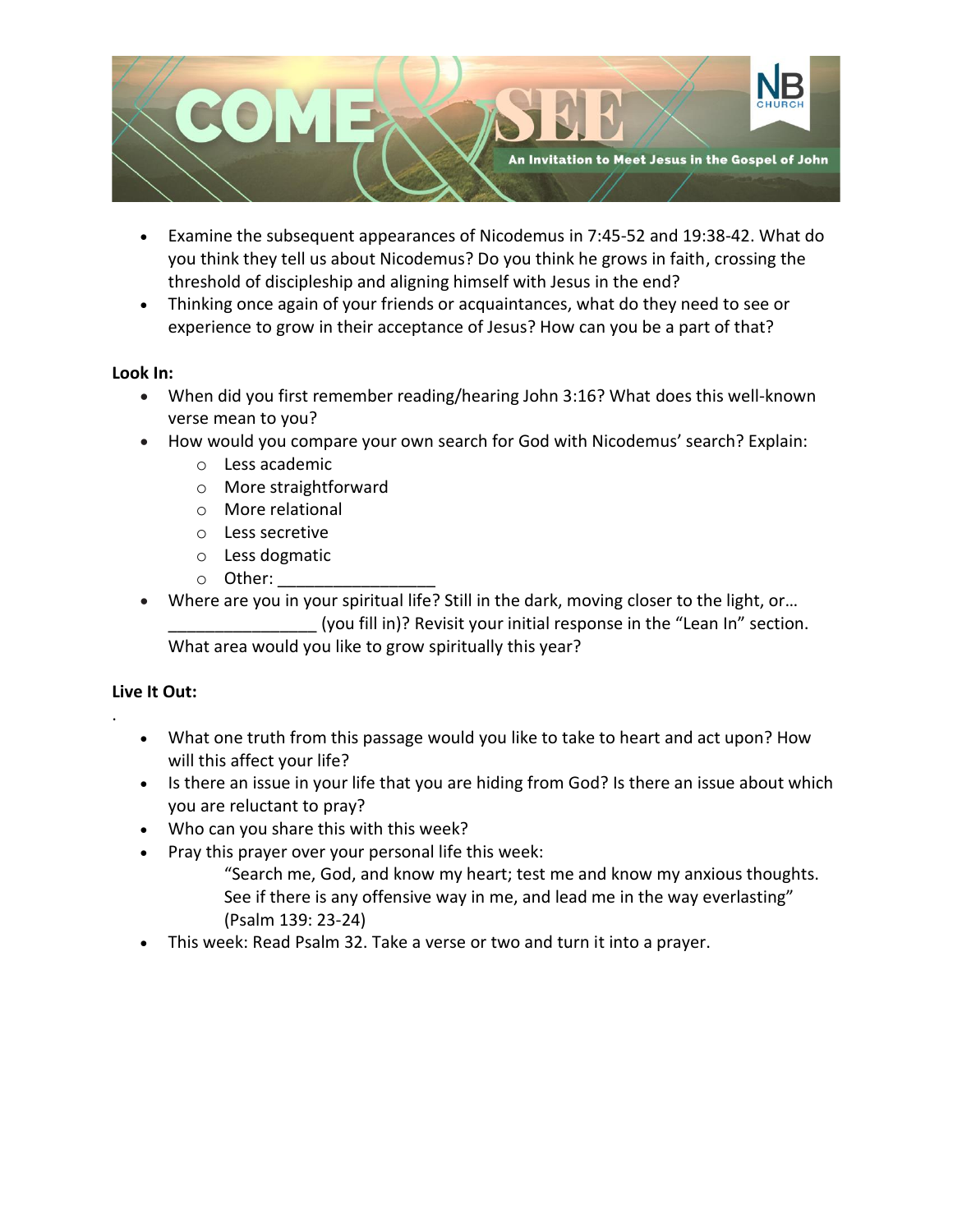- Examine the subsequent appearances of Nicodemus in 7:45-52 and 19:38-42. What do you think they tell us about Nicodemus? Do you think he grows in faith, crossing the threshold of discipleship and aligning himself with Jesus in the end?
- Thinking once again of your friends or acquaintances, what do they need to see or experience to grow in their acceptance of Jesus? How can you be a part of that?

**Look In:**

- When did you first remember reading/hearing John 3:16? What does this well-known verse mean to you?
- How would you compare your own search for God with Nicodemus' search? Explain:
  - Less academic
  - More straightforward
  - More relational
  - Less secretive
  - Less dogmatic
  - Other: ________________
- Where are you in your spiritual life? Still in the dark, moving closer to the light, or… ________________ (you fill in)? Revisit your initial response in the "Lean In" section. What area would you like to grow spiritually this year?

**Live It Out:**

.

- What one truth from this passage would you like to take to heart and act upon? How will this affect your life?
- Is there an issue in your life that you are hiding from God? Is there an issue about which you are reluctant to pray?
- Who can you share this with this week?
- Pray this prayer over your personal life this week:

  "Search me, God, and know my heart; test me and know my anxious thoughts. See if there is any offensive way in me, and lead me in the way everlasting" (Psalm 139: 23-24)
- This week: Read Psalm 32. Take a verse or two and turn it into a prayer.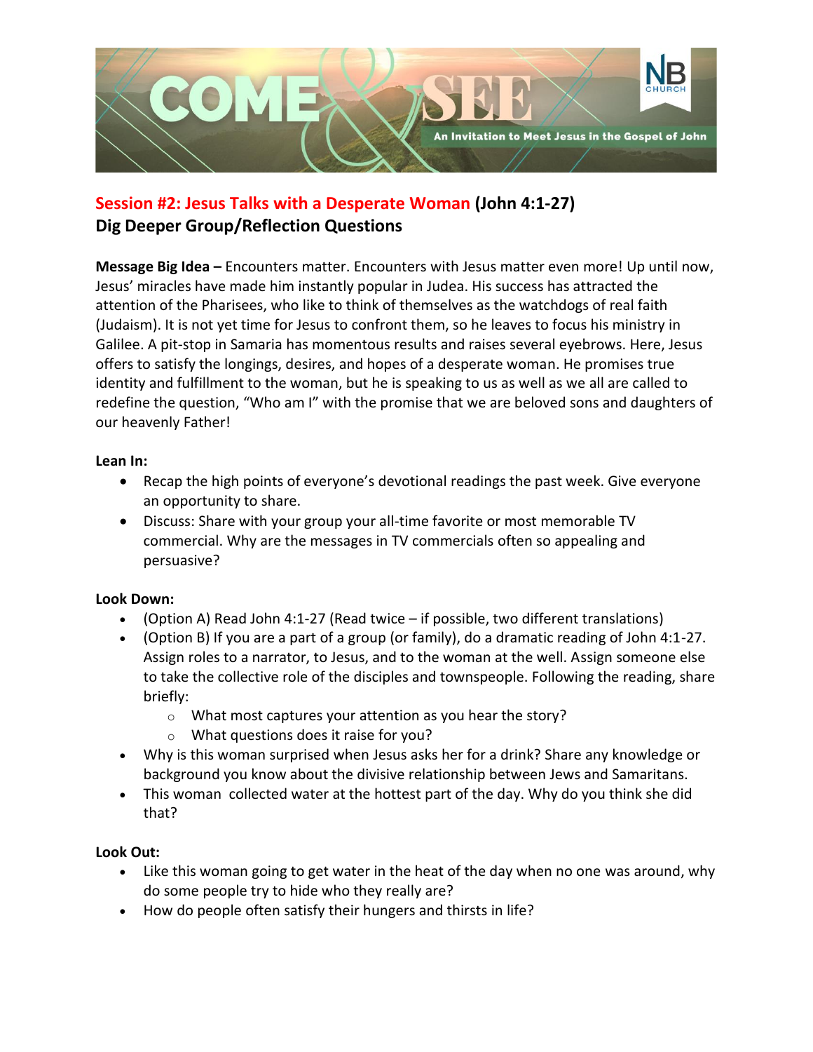## Session #2: Jesus Talks with a Desperate Woman (John 4:1-27)
## Dig Deeper Group/Reflection Questions

**Message Big Idea –** Encounters matter. Encounters with Jesus matter even more! Up until now, Jesus' miracles have made him instantly popular in Judea. His success has attracted the attention of the Pharisees, who like to think of themselves as the watchdogs of real faith (Judaism). It is not yet time for Jesus to confront them, so he leaves to focus his ministry in Galilee. A pit-stop in Samaria has momentous results and raises several eyebrows. Here, Jesus offers to satisfy the longings, desires, and hopes of a desperate woman. He promises true identity and fulfillment to the woman, but he is speaking to us as well as we all are called to redefine the question, "Who am I" with the promise that we are beloved sons and daughters of our heavenly Father!

**Lean In:**

- Recap the high points of everyone's devotional readings the past week. Give everyone an opportunity to share.
- Discuss: Share with your group your all-time favorite or most memorable TV commercial. Why are the messages in TV commercials often so appealing and persuasive?

**Look Down:**

- (Option A) Read John 4:1-27 (Read twice – if possible, two different translations)
- (Option B) If you are a part of a group (or family), do a dramatic reading of John 4:1-27. Assign roles to a narrator, to Jesus, and to the woman at the well. Assign someone else to take the collective role of the disciples and townspeople. Following the reading, share briefly:
  - What most captures your attention as you hear the story?
  - What questions does it raise for you?
- Why is this woman surprised when Jesus asks her for a drink? Share any knowledge or background you know about the divisive relationship between Jews and Samaritans.
- This woman collected water at the hottest part of the day. Why do you think she did that?

**Look Out:**

- Like this woman going to get water in the heat of the day when no one was around, why do some people try to hide who they really are?
- How do people often satisfy their hungers and thirsts in life?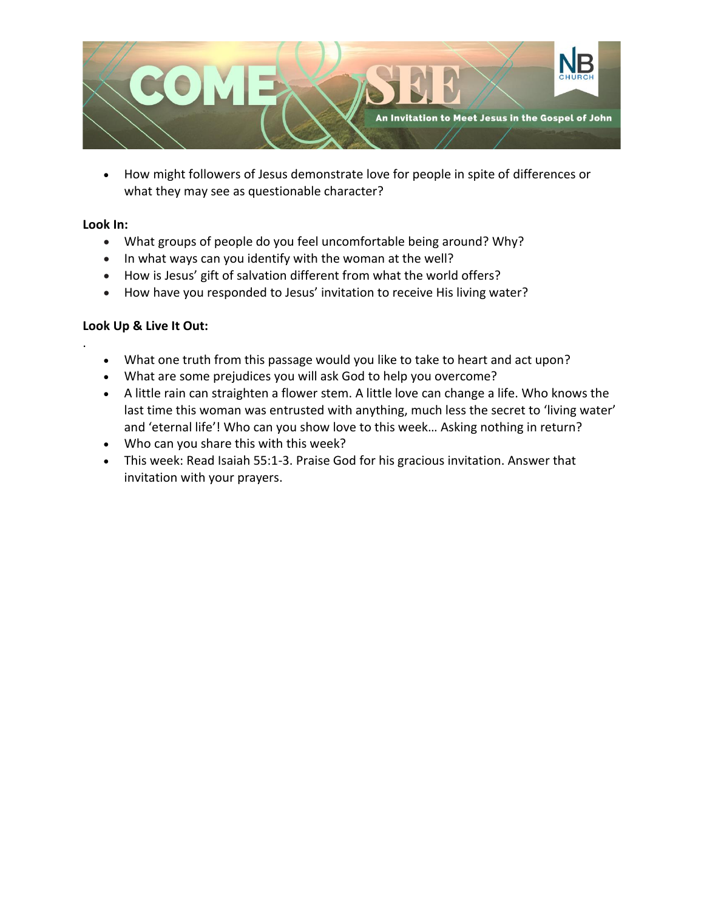- How might followers of Jesus demonstrate love for people in spite of differences or what they may see as questionable character?

**Look In:**

- What groups of people do you feel uncomfortable being around? Why?
- In what ways can you identify with the woman at the well?
- How is Jesus' gift of salvation different from what the world offers?
- How have you responded to Jesus' invitation to receive His living water?

**Look Up & Live It Out:**

.

- What one truth from this passage would you like to take to heart and act upon?
- What are some prejudices you will ask God to help you overcome?
- A little rain can straighten a flower stem. A little love can change a life. Who knows the last time this woman was entrusted with anything, much less the secret to 'living water' and 'eternal life'! Who can you show love to this week… Asking nothing in return?
- Who can you share this with this week?
- This week: Read Isaiah 55:1-3. Praise God for his gracious invitation. Answer that invitation with your prayers.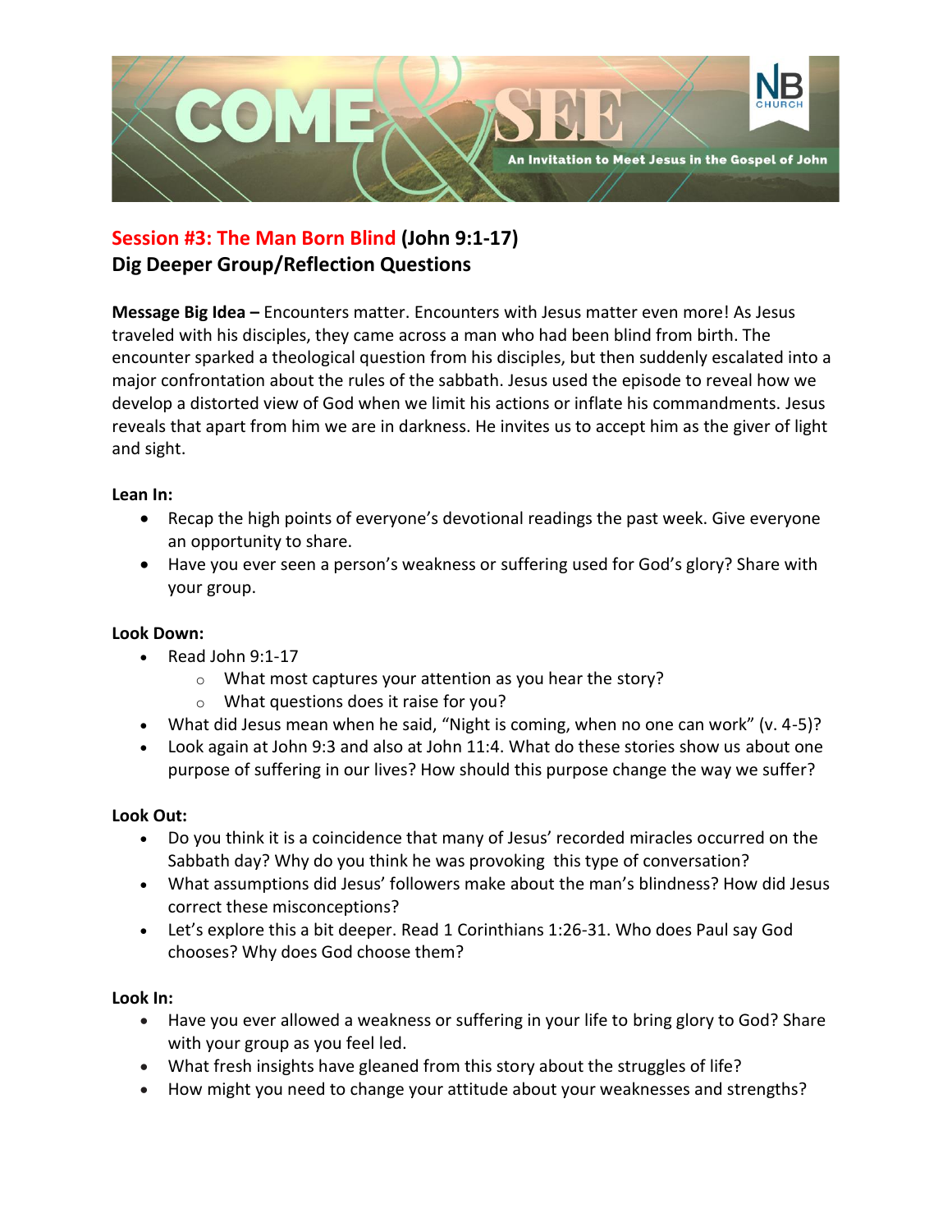## Session #3: The Man Born Blind (John 9:1-17)

## Dig Deeper Group/Reflection Questions

**Message Big Idea –** Encounters matter. Encounters with Jesus matter even more! As Jesus traveled with his disciples, they came across a man who had been blind from birth. The encounter sparked a theological question from his disciples, but then suddenly escalated into a major confrontation about the rules of the sabbath. Jesus used the episode to reveal how we develop a distorted view of God when we limit his actions or inflate his commandments. Jesus reveals that apart from him we are in darkness. He invites us to accept him as the giver of light and sight.

**Lean In:**

- Recap the high points of everyone's devotional readings the past week. Give everyone an opportunity to share.
- Have you ever seen a person's weakness or suffering used for God's glory? Share with your group.

**Look Down:**

- Read John 9:1-17
  - What most captures your attention as you hear the story?
  - What questions does it raise for you?
- What did Jesus mean when he said, "Night is coming, when no one can work" (v. 4-5)?
- Look again at John 9:3 and also at John 11:4. What do these stories show us about one purpose of suffering in our lives? How should this purpose change the way we suffer?

**Look Out:**

- Do you think it is a coincidence that many of Jesus' recorded miracles occurred on the Sabbath day? Why do you think he was provoking this type of conversation?
- What assumptions did Jesus' followers make about the man's blindness? How did Jesus correct these misconceptions?
- Let's explore this a bit deeper. Read 1 Corinthians 1:26-31. Who does Paul say God chooses? Why does God choose them?

**Look In:**

- Have you ever allowed a weakness or suffering in your life to bring glory to God? Share with your group as you feel led.
- What fresh insights have gleaned from this story about the struggles of life?
- How might you need to change your attitude about your weaknesses and strengths?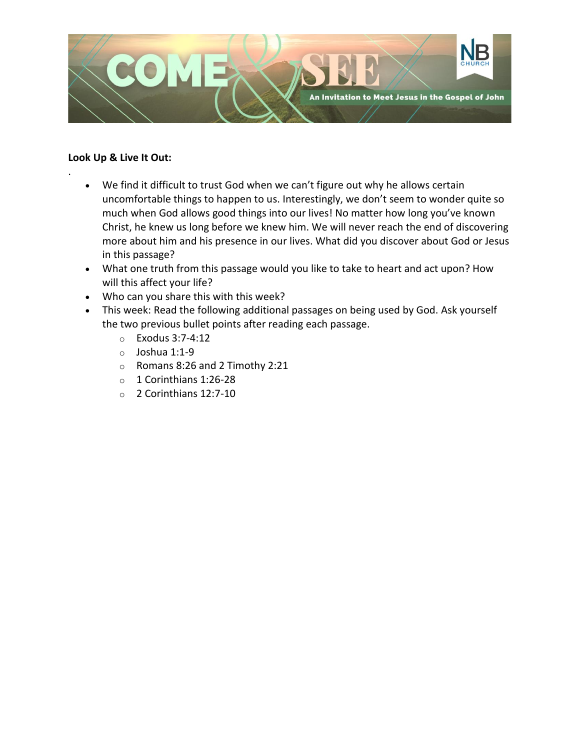**Look Up & Live It Out:**

.

- We find it difficult to trust God when we can't figure out why he allows certain uncomfortable things to happen to us. Interestingly, we don't seem to wonder quite so much when God allows good things into our lives! No matter how long you've known Christ, he knew us long before we knew him. We will never reach the end of discovering more about him and his presence in our lives. What did you discover about God or Jesus in this passage?
- What one truth from this passage would you like to take to heart and act upon? How will this affect your life?
- Who can you share this with this week?
- This week: Read the following additional passages on being used by God. Ask yourself the two previous bullet points after reading each passage.
  - Exodus 3:7-4:12
  - Joshua 1:1-9
  - Romans 8:26 and 2 Timothy 2:21
  - 1 Corinthians 1:26-28
  - 2 Corinthians 12:7-10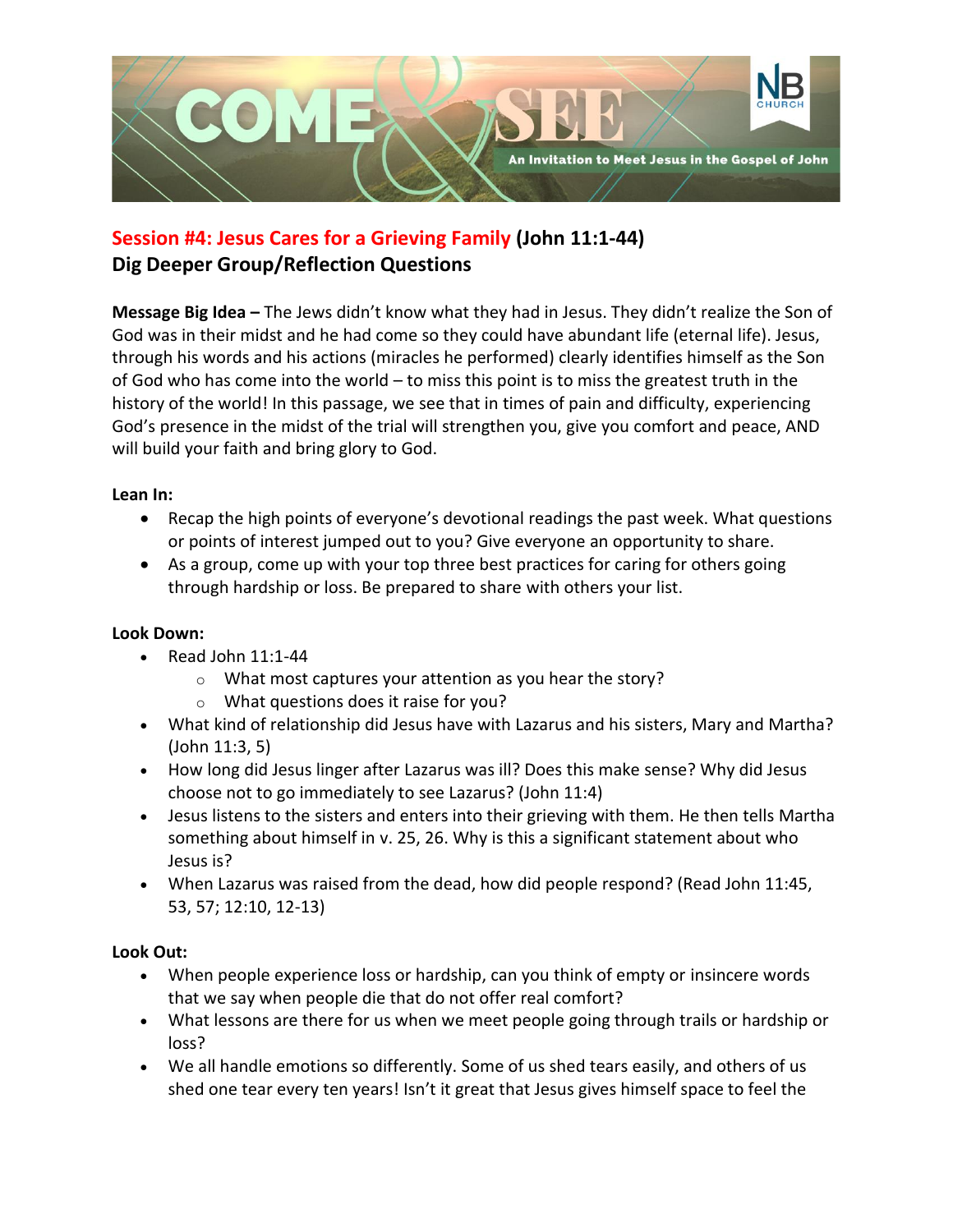## Session #4: Jesus Cares for a Grieving Family (John 11:1-44)

## Dig Deeper Group/Reflection Questions

**Message Big Idea –** The Jews didn't know what they had in Jesus. They didn't realize the Son of God was in their midst and he had come so they could have abundant life (eternal life). Jesus, through his words and his actions (miracles he performed) clearly identifies himself as the Son of God who has come into the world – to miss this point is to miss the greatest truth in the history of the world! In this passage, we see that in times of pain and difficulty, experiencing God's presence in the midst of the trial will strengthen you, give you comfort and peace, AND will build your faith and bring glory to God.

**Lean In:**

- Recap the high points of everyone's devotional readings the past week. What questions or points of interest jumped out to you? Give everyone an opportunity to share.
- As a group, come up with your top three best practices for caring for others going through hardship or loss. Be prepared to share with others your list.

**Look Down:**

- Read John 11:1-44
  - What most captures your attention as you hear the story?
  - What questions does it raise for you?
- What kind of relationship did Jesus have with Lazarus and his sisters, Mary and Martha? (John 11:3, 5)
- How long did Jesus linger after Lazarus was ill? Does this make sense? Why did Jesus choose not to go immediately to see Lazarus? (John 11:4)
- Jesus listens to the sisters and enters into their grieving with them. He then tells Martha something about himself in v. 25, 26. Why is this a significant statement about who Jesus is?
- When Lazarus was raised from the dead, how did people respond? (Read John 11:45, 53, 57; 12:10, 12-13)

**Look Out:**

- When people experience loss or hardship, can you think of empty or insincere words that we say when people die that do not offer real comfort?
- What lessons are there for us when we meet people going through trails or hardship or loss?
- We all handle emotions so differently. Some of us shed tears easily, and others of us shed one tear every ten years! Isn't it great that Jesus gives himself space to feel the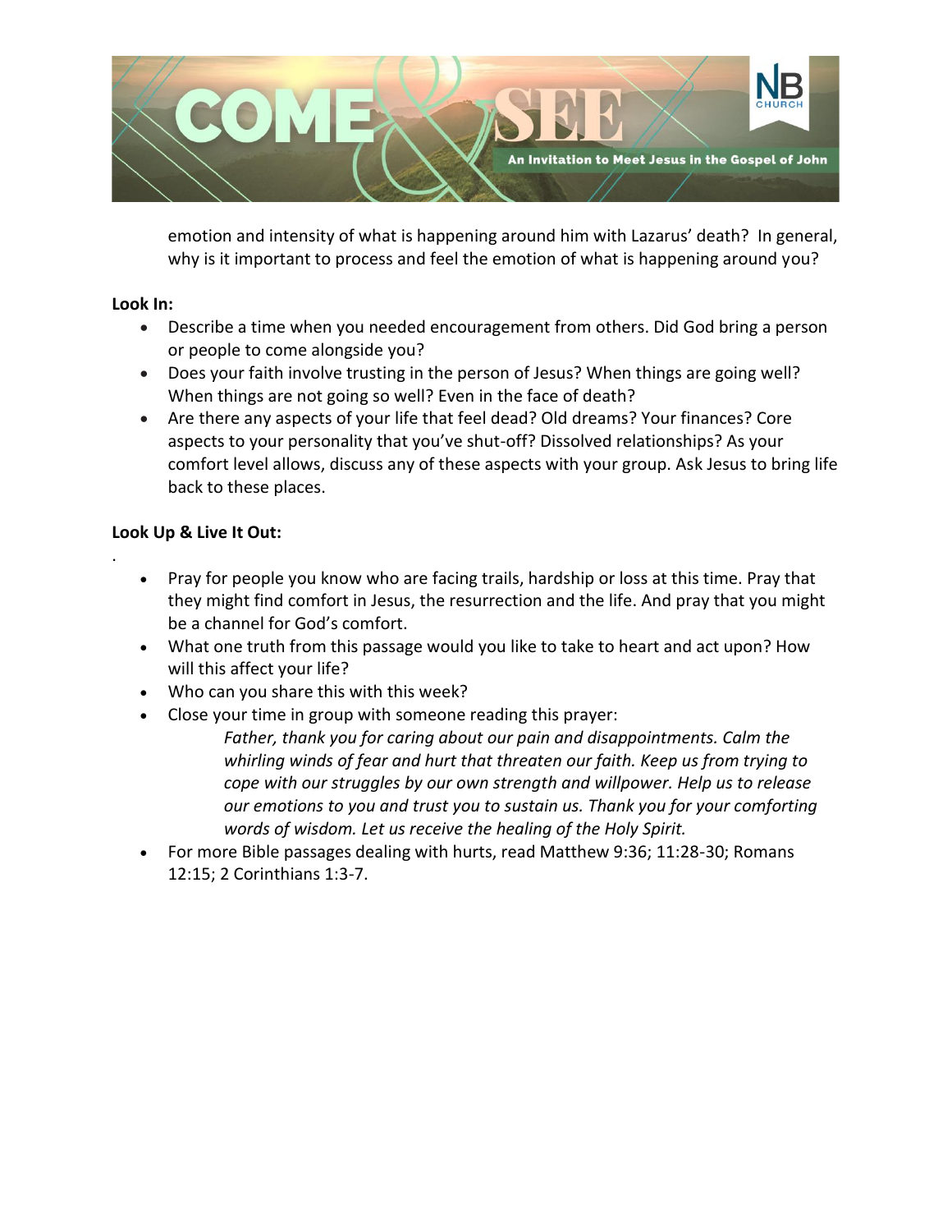emotion and intensity of what is happening around him with Lazarus' death? In general, why is it important to process and feel the emotion of what is happening around you?

**Look In:**

- Describe a time when you needed encouragement from others. Did God bring a person or people to come alongside you?
- Does your faith involve trusting in the person of Jesus? When things are going well? When things are not going so well? Even in the face of death?
- Are there any aspects of your life that feel dead? Old dreams? Your finances? Core aspects to your personality that you've shut-off? Dissolved relationships? As your comfort level allows, discuss any of these aspects with your group. Ask Jesus to bring life back to these places.

**Look Up & Live It Out:**

- Pray for people you know who are facing trails, hardship or loss at this time. Pray that they might find comfort in Jesus, the resurrection and the life. And pray that you might be a channel for God's comfort.
- What one truth from this passage would you like to take to heart and act upon? How will this affect your life?
- Who can you share this with this week?
- Close your time in group with someone reading this prayer:

  *Father, thank you for caring about our pain and disappointments. Calm the whirling winds of fear and hurt that threaten our faith. Keep us from trying to cope with our struggles by our own strength and willpower. Help us to release our emotions to you and trust you to sustain us. Thank you for your comforting words of wisdom. Let us receive the healing of the Holy Spirit.*
- For more Bible passages dealing with hurts, read Matthew 9:36; 11:28-30; Romans 12:15; 2 Corinthians 1:3-7.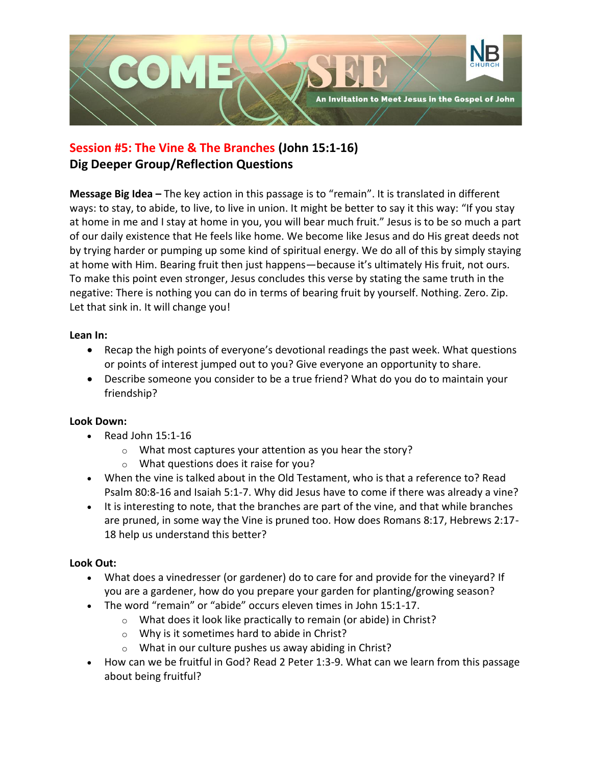## Session #5: The Vine & The Branches (John 15:1-16)
## Dig Deeper Group/Reflection Questions

**Message Big Idea –** The key action in this passage is to "remain". It is translated in different ways: to stay, to abide, to live, to live in union. It might be better to say it this way: "If you stay at home in me and I stay at home in you, you will bear much fruit." Jesus is to be so much a part of our daily existence that He feels like home. We become like Jesus and do His great deeds not by trying harder or pumping up some kind of spiritual energy. We do all of this by simply staying at home with Him. Bearing fruit then just happens—because it's ultimately His fruit, not ours. To make this point even stronger, Jesus concludes this verse by stating the same truth in the negative: There is nothing you can do in terms of bearing fruit by yourself. Nothing. Zero. Zip. Let that sink in. It will change you!

**Lean In:**

- Recap the high points of everyone's devotional readings the past week. What questions or points of interest jumped out to you? Give everyone an opportunity to share.
- Describe someone you consider to be a true friend? What do you do to maintain your friendship?

**Look Down:**

- Read John 15:1-16
  - What most captures your attention as you hear the story?
  - What questions does it raise for you?
- When the vine is talked about in the Old Testament, who is that a reference to? Read Psalm 80:8-16 and Isaiah 5:1-7. Why did Jesus have to come if there was already a vine?
- It is interesting to note, that the branches are part of the vine, and that while branches are pruned, in some way the Vine is pruned too. How does Romans 8:17, Hebrews 2:17-18 help us understand this better?

**Look Out:**

- What does a vinedresser (or gardener) do to care for and provide for the vineyard? If you are a gardener, how do you prepare your garden for planting/growing season?
- The word "remain" or "abide" occurs eleven times in John 15:1-17.
  - What does it look like practically to remain (or abide) in Christ?
  - Why is it sometimes hard to abide in Christ?
  - What in our culture pushes us away abiding in Christ?
- How can we be fruitful in God? Read 2 Peter 1:3-9. What can we learn from this passage about being fruitful?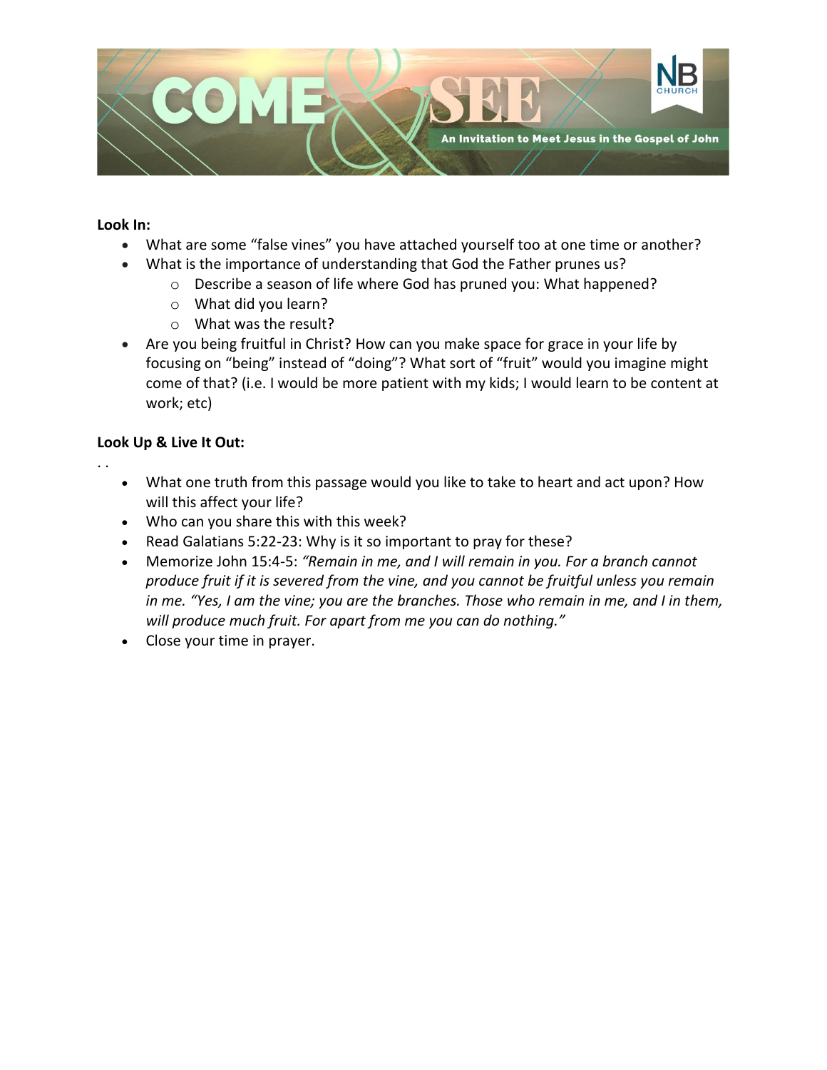**Look In:**

- What are some "false vines" you have attached yourself too at one time or another?
- What is the importance of understanding that God the Father prunes us?
  - Describe a season of life where God has pruned you: What happened?
  - What did you learn?
  - What was the result?
- Are you being fruitful in Christ? How can you make space for grace in your life by focusing on "being" instead of "doing"? What sort of "fruit" would you imagine might come of that? (i.e. I would be more patient with my kids; I would learn to be content at work; etc)

**Look Up & Live It Out:**

. .

- What one truth from this passage would you like to take to heart and act upon? How will this affect your life?
- Who can you share this with this week?
- Read Galatians 5:22-23: Why is it so important to pray for these?
- Memorize John 15:4-5: *"Remain in me, and I will remain in you. For a branch cannot produce fruit if it is severed from the vine, and you cannot be fruitful unless you remain in me. "Yes, I am the vine; you are the branches. Those who remain in me, and I in them, will produce much fruit. For apart from me you can do nothing."*
- Close your time in prayer.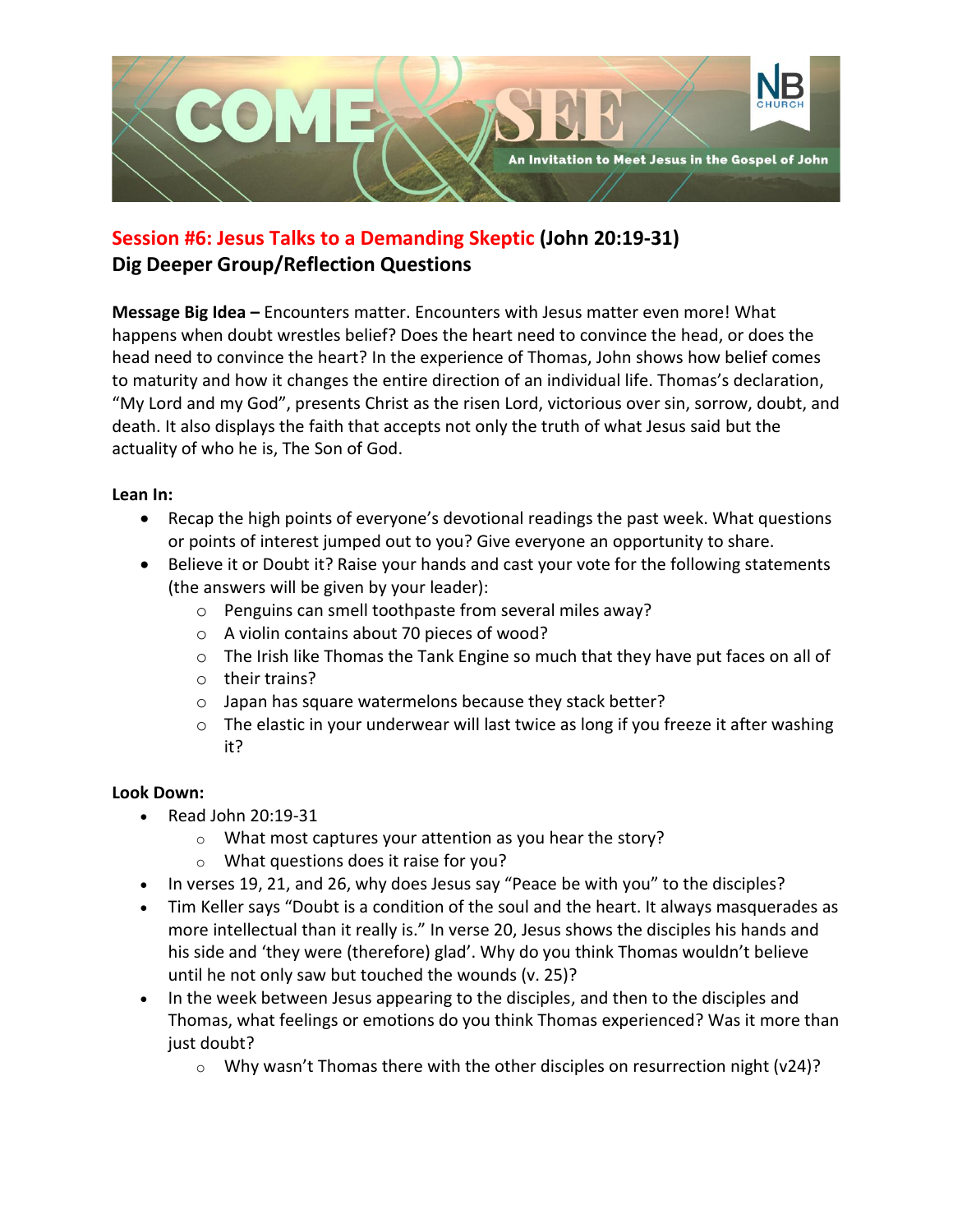**Session #6: Jesus Talks to a Demanding Skeptic (John 20:19-31)**
**Dig Deeper Group/Reflection Questions**

**Message Big Idea –** Encounters matter. Encounters with Jesus matter even more! What happens when doubt wrestles belief? Does the heart need to convince the head, or does the head need to convince the heart? In the experience of Thomas, John shows how belief comes to maturity and how it changes the entire direction of an individual life. Thomas's declaration, "My Lord and my God", presents Christ as the risen Lord, victorious over sin, sorrow, doubt, and death. It also displays the faith that accepts not only the truth of what Jesus said but the actuality of who he is, The Son of God.

**Lean In:**

- Recap the high points of everyone's devotional readings the past week. What questions or points of interest jumped out to you? Give everyone an opportunity to share.
- Believe it or Doubt it? Raise your hands and cast your vote for the following statements (the answers will be given by your leader):
  - Penguins can smell toothpaste from several miles away?
  - A violin contains about 70 pieces of wood?
  - The Irish like Thomas the Tank Engine so much that they have put faces on all of
  - their trains?
  - Japan has square watermelons because they stack better?
  - The elastic in your underwear will last twice as long if you freeze it after washing it?

**Look Down:**

- Read John 20:19-31
  - What most captures your attention as you hear the story?
  - What questions does it raise for you?
- In verses 19, 21, and 26, why does Jesus say "Peace be with you" to the disciples?
- Tim Keller says "Doubt is a condition of the soul and the heart. It always masquerades as more intellectual than it really is." In verse 20, Jesus shows the disciples his hands and his side and 'they were (therefore) glad'. Why do you think Thomas wouldn't believe until he not only saw but touched the wounds (v. 25)?
- In the week between Jesus appearing to the disciples, and then to the disciples and Thomas, what feelings or emotions do you think Thomas experienced? Was it more than just doubt?
  - Why wasn't Thomas there with the other disciples on resurrection night (v24)?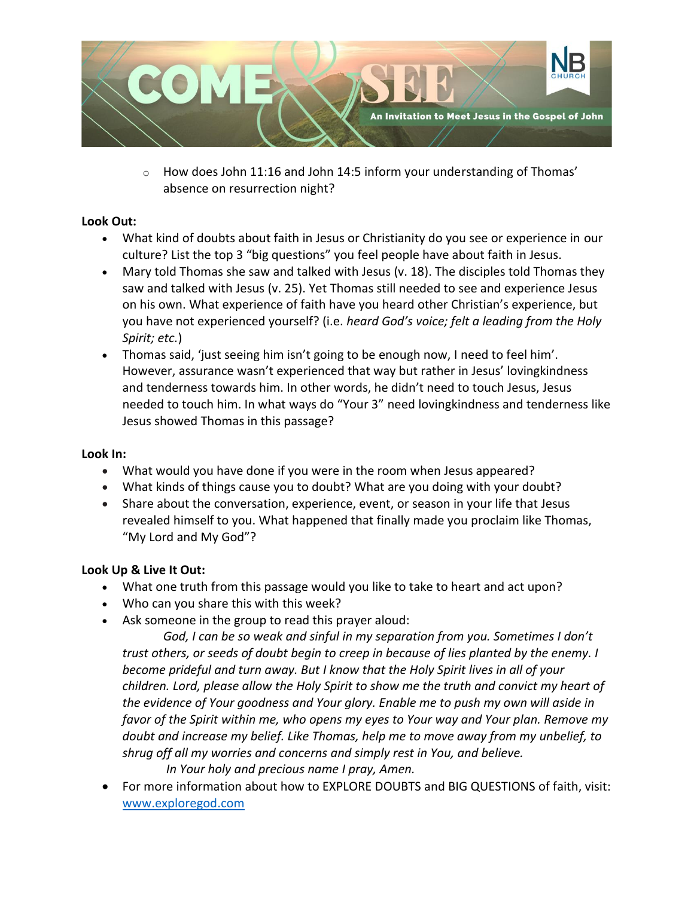- How does John 11:16 and John 14:5 inform your understanding of Thomas' absence on resurrection night?

**Look Out:**

- What kind of doubts about faith in Jesus or Christianity do you see or experience in our culture? List the top 3 "big questions" you feel people have about faith in Jesus.
- Mary told Thomas she saw and talked with Jesus (v. 18). The disciples told Thomas they saw and talked with Jesus (v. 25). Yet Thomas still needed to see and experience Jesus on his own. What experience of faith have you heard other Christian's experience, but you have not experienced yourself? (i.e. *heard God's voice; felt a leading from the Holy Spirit; etc.*)
- Thomas said, 'just seeing him isn't going to be enough now, I need to feel him'. However, assurance wasn't experienced that way but rather in Jesus' lovingkindness and tenderness towards him. In other words, he didn't need to touch Jesus, Jesus needed to touch him. In what ways do "Your 3" need lovingkindness and tenderness like Jesus showed Thomas in this passage?

**Look In:**

- What would you have done if you were in the room when Jesus appeared?
- What kinds of things cause you to doubt? What are you doing with your doubt?
- Share about the conversation, experience, event, or season in your life that Jesus revealed himself to you. What happened that finally made you proclaim like Thomas, "My Lord and My God"?

**Look Up & Live It Out:**

- What one truth from this passage would you like to take to heart and act upon?
- Who can you share this with this week?
- Ask someone in the group to read this prayer aloud:

  *God, I can be so weak and sinful in my separation from you. Sometimes I don't trust others, or seeds of doubt begin to creep in because of lies planted by the enemy. I become prideful and turn away. But I know that the Holy Spirit lives in all of your children. Lord, please allow the Holy Spirit to show me the truth and convict my heart of the evidence of Your goodness and Your glory. Enable me to push my own will aside in favor of the Spirit within me, who opens my eyes to Your way and Your plan. Remove my doubt and increase my belief. Like Thomas, help me to move away from my unbelief, to shrug off all my worries and concerns and simply rest in You, and believe.*

  *In Your holy and precious name I pray, Amen.*
- For more information about how to EXPLORE DOUBTS and BIG QUESTIONS of faith, visit: [www.exploregod.com](http://www.exploregod.com)